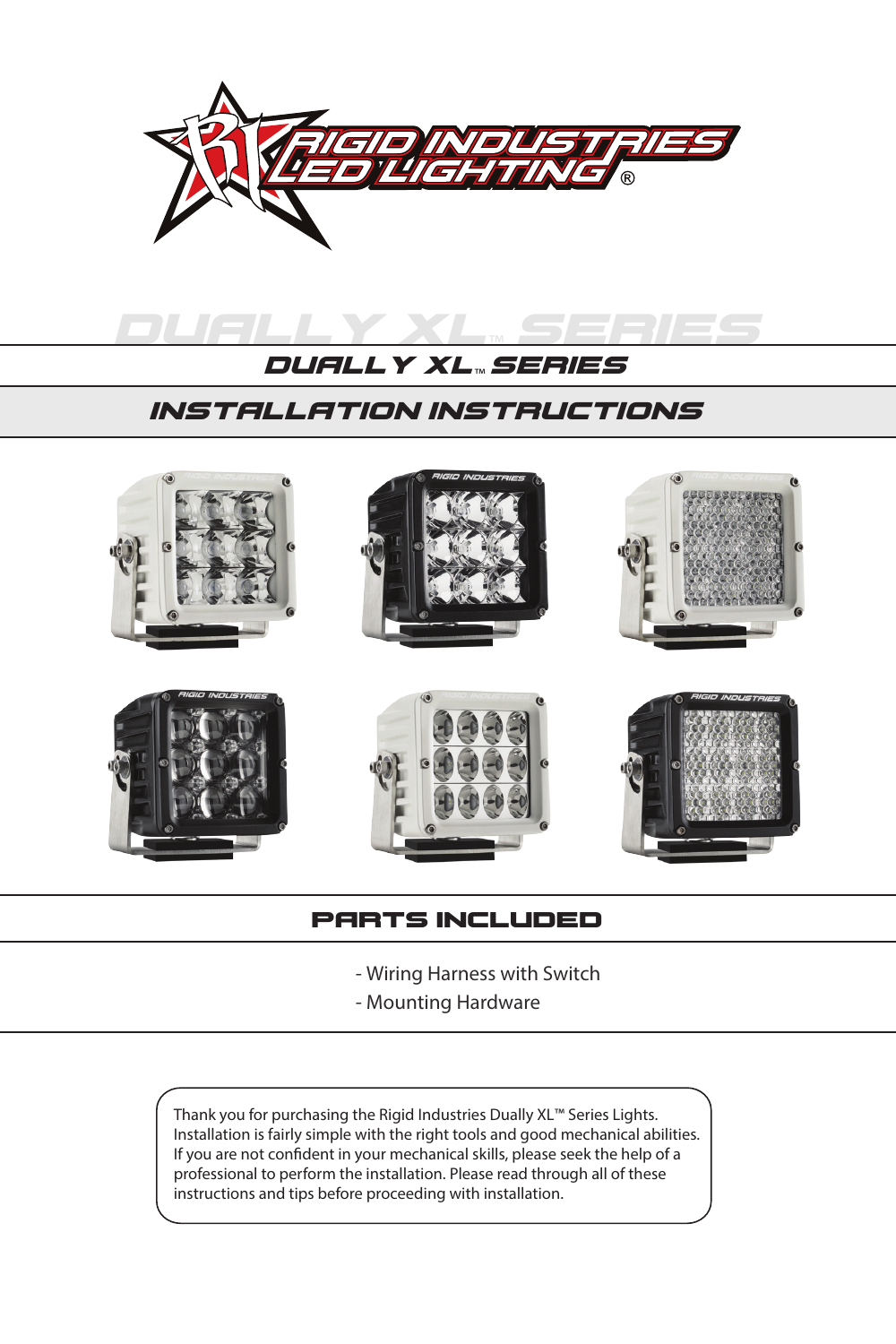# DUALLY XL™ SERIES

## INSTALLATION INSTRUCTIONS

## PARTS INCLUDED

- Wiring Harness with Switch
- Mounting Hardware

Thank you for purchasing the Rigid Industries Dually XL™ Series Lights. Installation is fairly simple with the right tools and good mechanical abilities. If you are not confident in your mechanical skills, please seek the help of a professional to perform the installation. Please read through all of these instructions and tips before proceeding with installation.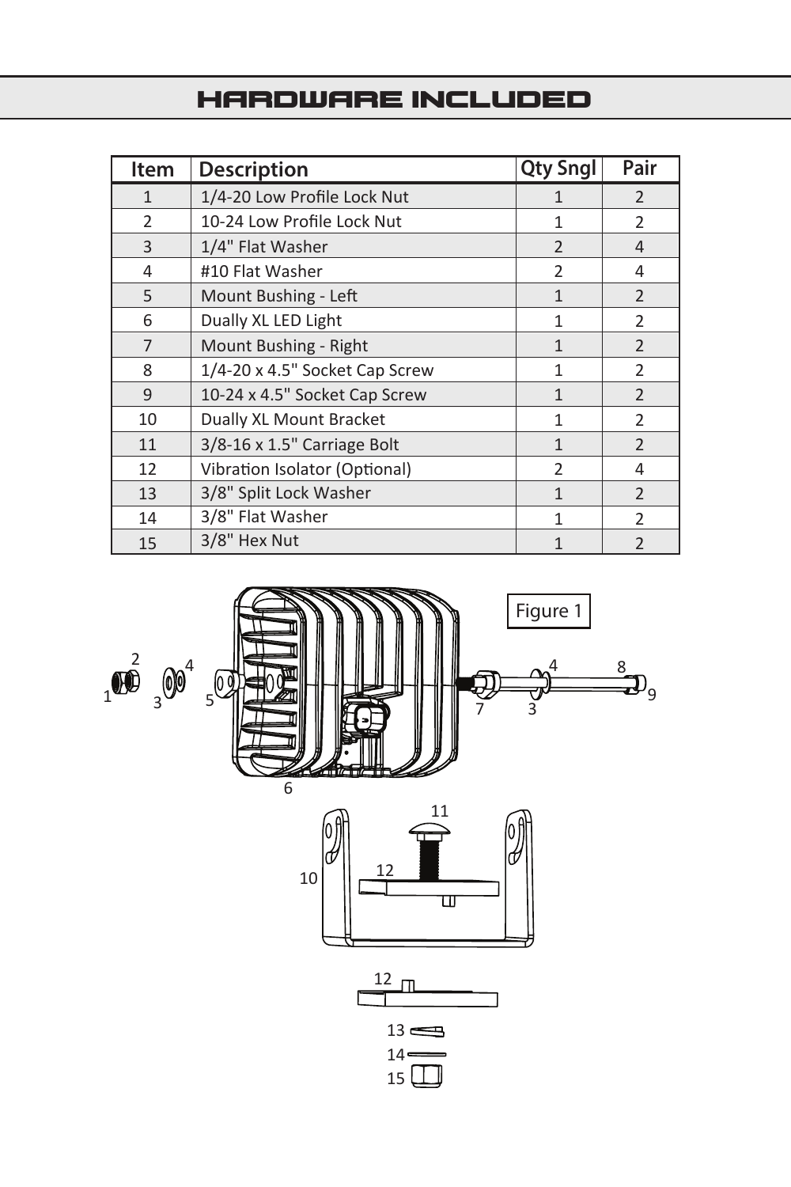# HARDWARE INCLUDED

| Item | Description | Qty Sngl | Pair |
|---|---|---|---|
| 1 | 1/4-20 Low Profile Lock Nut | 1 | 2 |
| 2 | 10-24 Low Profile Lock Nut | 1 | 2 |
| 3 | 1/4" Flat Washer | 2 | 4 |
| 4 | #10 Flat Washer | 2 | 4 |
| 5 | Mount Bushing - Left | 1 | 2 |
| 6 | Dually XL LED Light | 1 | 2 |
| 7 | Mount Bushing - Right | 1 | 2 |
| 8 | 1/4-20 x 4.5" Socket Cap Screw | 1 | 2 |
| 9 | 10-24 x 4.5" Socket Cap Screw | 1 | 2 |
| 10 | Dually XL Mount Bracket | 1 | 2 |
| 11 | 3/8-16 x 1.5" Carriage Bolt | 1 | 2 |
| 12 | Vibration Isolator (Optional) | 2 | 4 |
| 13 | 3/8" Split Lock Washer | 1 | 2 |
| 14 | 3/8" Flat Washer | 1 | 2 |
| 15 | 3/8" Hex Nut | 1 | 2 |

Figure 1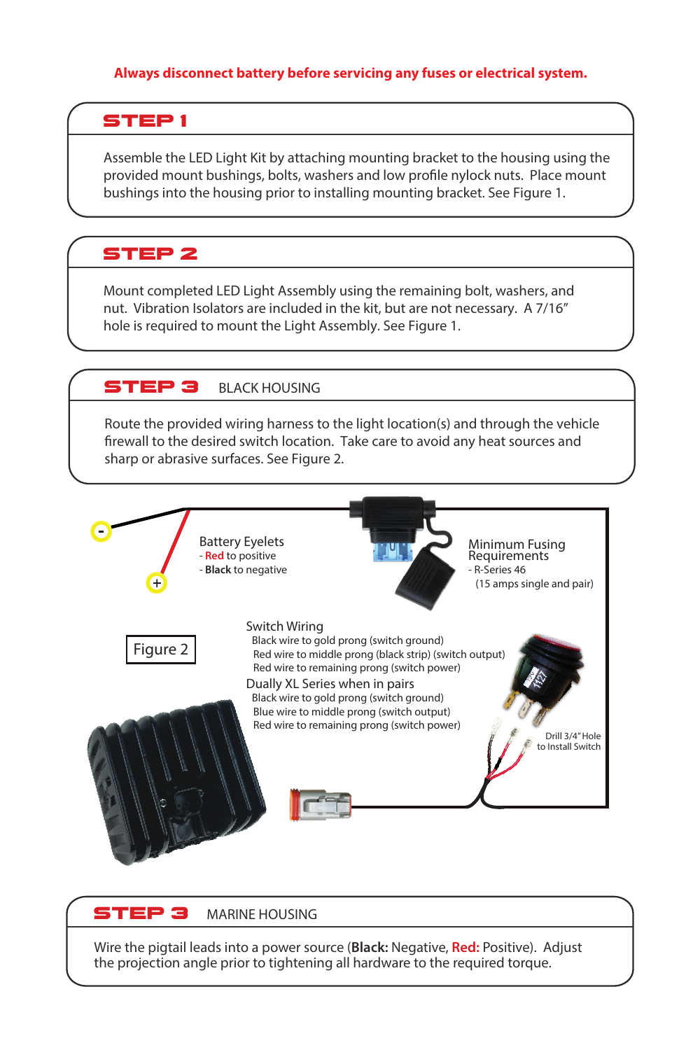**Always disconnect battery before servicing any fuses or electrical system.**

## STEP 1

Assemble the LED Light Kit by attaching mounting bracket to the housing using the provided mount bushings, bolts, washers and low profile nylock nuts. Place mount bushings into the housing prior to installing mounting bracket. See Figure 1.

## STEP 2

Mount completed LED Light Assembly using the remaining bolt, washers, and nut. Vibration Isolators are included in the kit, but are not necessary. A 7/16" hole is required to mount the Light Assembly. See Figure 1.

## STEP 3 BLACK HOUSING

Route the provided wiring harness to the light location(s) and through the vehicle firewall to the desired switch location. Take care to avoid any heat sources and sharp or abrasive surfaces. See Figure 2.

Battery Eyelets
- Red to positive
- **Black** to negative

Minimum Fusing Requirements
- R-Series 46
  (15 amps single and pair)

Figure 2

Switch Wiring
- Black wire to gold prong (switch ground)
- Red wire to middle prong (black strip) (switch output)
- Red wire to remaining prong (switch power)

Dually XL Series when in pairs
- Black wire to gold prong (switch ground)
- Blue wire to middle prong (switch output)
- Red wire to remaining prong (switch power)

Drill 3/4" Hole to Install Switch

## STEP 3 MARINE HOUSING

Wire the pigtail leads into a power source (**Black:** Negative, **Red:** Positive). Adjust the projection angle prior to tightening all hardware to the required torque.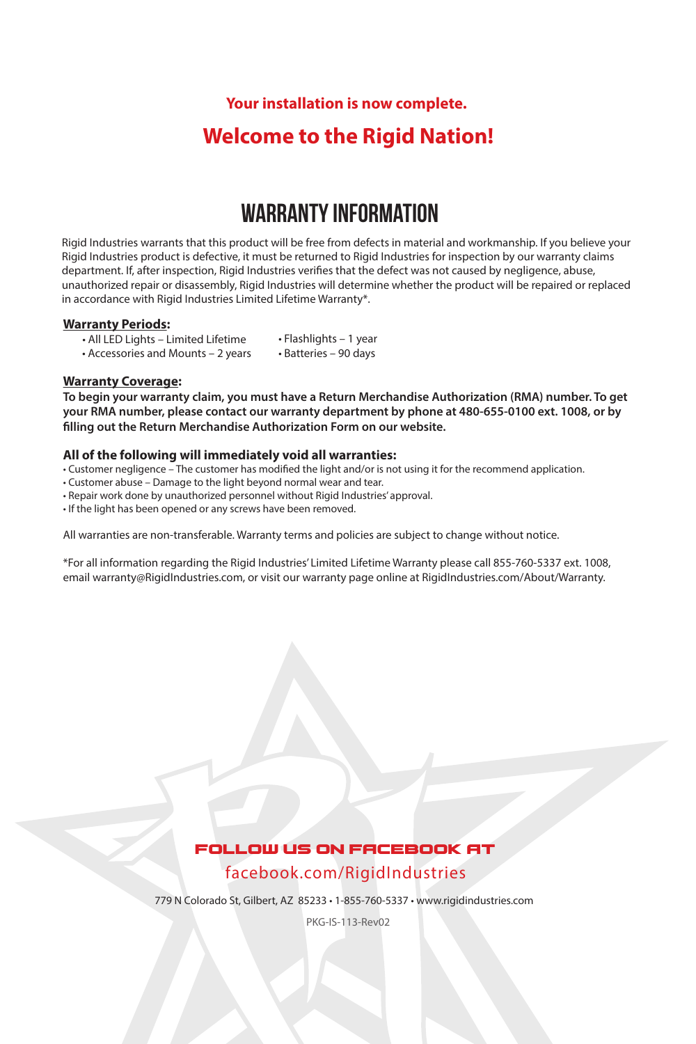**Your installation is now complete.**

## Welcome to the Rigid Nation!

# WARRANTY INFORMATION

Rigid Industries warrants that this product will be free from defects in material and workmanship. If you believe your Rigid Industries product is defective, it must be returned to Rigid Industries for inspection by our warranty claims department. If, after inspection, Rigid Industries verifies that the defect was not caused by negligence, abuse, unauthorized repair or disassembly, Rigid Industries will determine whether the product will be repaired or replaced in accordance with Rigid Industries Limited Lifetime Warranty*.

**Warranty Periods:**

- All LED Lights – Limited Lifetime
- Accessories and Mounts – 2 years
- Flashlights – 1 year
- Batteries – 90 days

**Warranty Coverage:**

**To begin your warranty claim, you must have a Return Merchandise Authorization (RMA) number. To get your RMA number, please contact our warranty department by phone at 480-655-0100 ext. 1008, or by filling out the Return Merchandise Authorization Form on our website.**

**All of the following will immediately void all warranties:**

- Customer negligence – The customer has modified the light and/or is not using it for the recommend application.
- Customer abuse – Damage to the light beyond normal wear and tear.
- Repair work done by unauthorized personnel without Rigid Industries' approval.
- If the light has been opened or any screws have been removed.

All warranties are non-transferable. Warranty terms and policies are subject to change without notice.

*For all information regarding the Rigid Industries' Limited Lifetime Warranty please call 855-760-5337 ext. 1008, email warranty@RigidIndustries.com, or visit our warranty page online at RigidIndustries.com/About/Warranty.

**FOLLOW US ON FACEBOOK AT**

facebook.com/RigidIndustries

779 N Colorado St, Gilbert, AZ 85233 • 1-855-760-5337 • www.rigidindustries.com

PKG-IS-113-Rev02